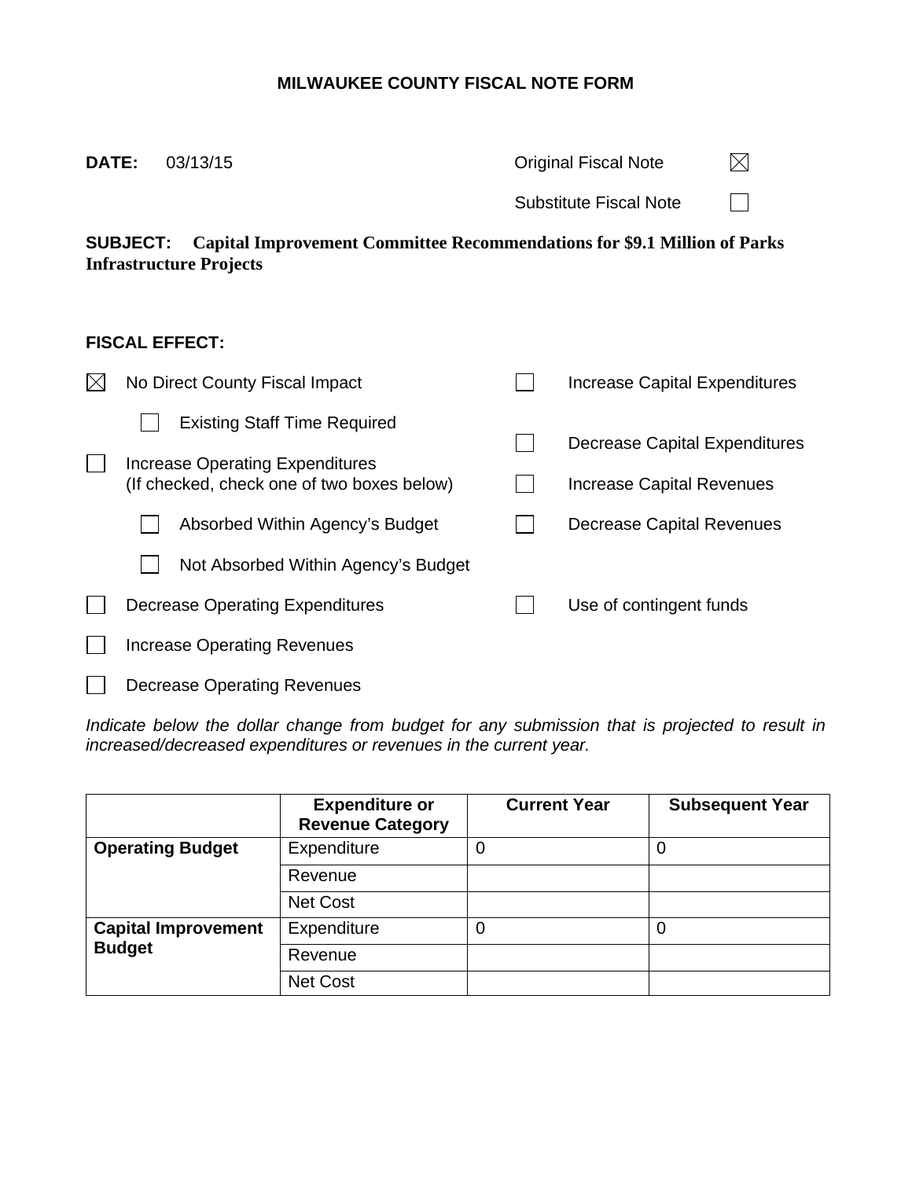# MILWAUKEE COUNTY FISCAL NOTE FORM

**DATE:** 03/13/15

Original Fiscal Note ☒

Substitute Fiscal Note ☐

**SUBJECT: Capital Improvement Committee Recommendations for $9.1 Million of Parks Infrastructure Projects**

**FISCAL EFFECT:**

- ☒ No Direct County Fiscal Impact
  - ☐ Existing Staff Time Required
- ☐ Increase Operating Expenditures (If checked, check one of two boxes below)
  - ☐ Absorbed Within Agency's Budget
  - ☐ Not Absorbed Within Agency's Budget
- ☐ Decrease Operating Expenditures
- ☐ Increase Operating Revenues
- ☐ Decrease Operating Revenues
- ☐ Increase Capital Expenditures
- ☐ Decrease Capital Expenditures
- ☐ Increase Capital Revenues
- ☐ Decrease Capital Revenues
- ☐ Use of contingent funds

*Indicate below the dollar change from budget for any submission that is projected to result in increased/decreased expenditures or revenues in the current year.*

| | Expenditure or Revenue Category | Current Year | Subsequent Year |
|---|---|---|---|
| **Operating Budget** | Expenditure | 0 | 0 |
| | Revenue | | |
| | Net Cost | | |
| **Capital Improvement Budget** | Expenditure | 0 | 0 |
| | Revenue | | |
| | Net Cost | | |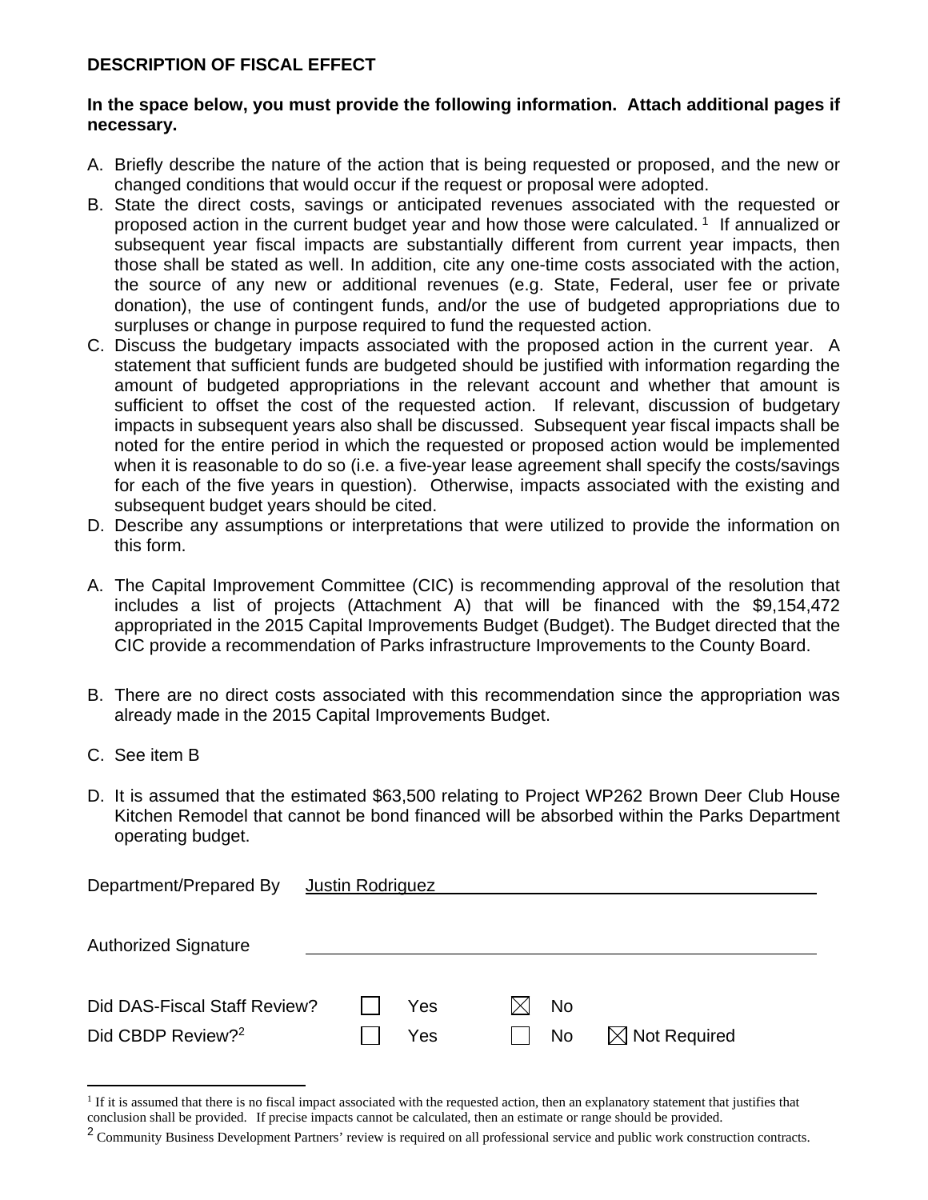**DESCRIPTION OF FISCAL EFFECT**

**In the space below, you must provide the following information. Attach additional pages if necessary.**

A. Briefly describe the nature of the action that is being requested or proposed, and the new or changed conditions that would occur if the request or proposal were adopted.
B. State the direct costs, savings or anticipated revenues associated with the requested or proposed action in the current budget year and how those were calculated.[1] If annualized or subsequent year fiscal impacts are substantially different from current year impacts, then those shall be stated as well. In addition, cite any one-time costs associated with the action, the source of any new or additional revenues (e.g. State, Federal, user fee or private donation), the use of contingent funds, and/or the use of budgeted appropriations due to surpluses or change in purpose required to fund the requested action.
C. Discuss the budgetary impacts associated with the proposed action in the current year. A statement that sufficient funds are budgeted should be justified with information regarding the amount of budgeted appropriations in the relevant account and whether that amount is sufficient to offset the cost of the requested action. If relevant, discussion of budgetary impacts in subsequent years also shall be discussed. Subsequent year fiscal impacts shall be noted for the entire period in which the requested or proposed action would be implemented when it is reasonable to do so (i.e. a five-year lease agreement shall specify the costs/savings for each of the five years in question). Otherwise, impacts associated with the existing and subsequent budget years should be cited.
D. Describe any assumptions or interpretations that were utilized to provide the information on this form.

A. The Capital Improvement Committee (CIC) is recommending approval of the resolution that includes a list of projects (Attachment A) that will be financed with the $9,154,472 appropriated in the 2015 Capital Improvements Budget (Budget). The Budget directed that the CIC provide a recommendation of Parks infrastructure Improvements to the County Board.

B. There are no direct costs associated with this recommendation since the appropriation was already made in the 2015 Capital Improvements Budget.

C. See item B

D. It is assumed that the estimated $63,500 relating to Project WP262 Brown Deer Club House Kitchen Remodel that cannot be bond financed will be absorbed within the Parks Department operating budget.

Department/Prepared By: Justin Rodriguez

Authorized Signature: ______________________

Did DAS-Fiscal Staff Review? ☐ Yes ☒ No

Did CBDP Review?[2] ☐ Yes ☐ No ☒ Not Required

---

[1] If it is assumed that there is no fiscal impact associated with the requested action, then an explanatory statement that justifies that conclusion shall be provided. If precise impacts cannot be calculated, then an estimate or range should be provided.

[2] Community Business Development Partners' review is required on all professional service and public work construction contracts.